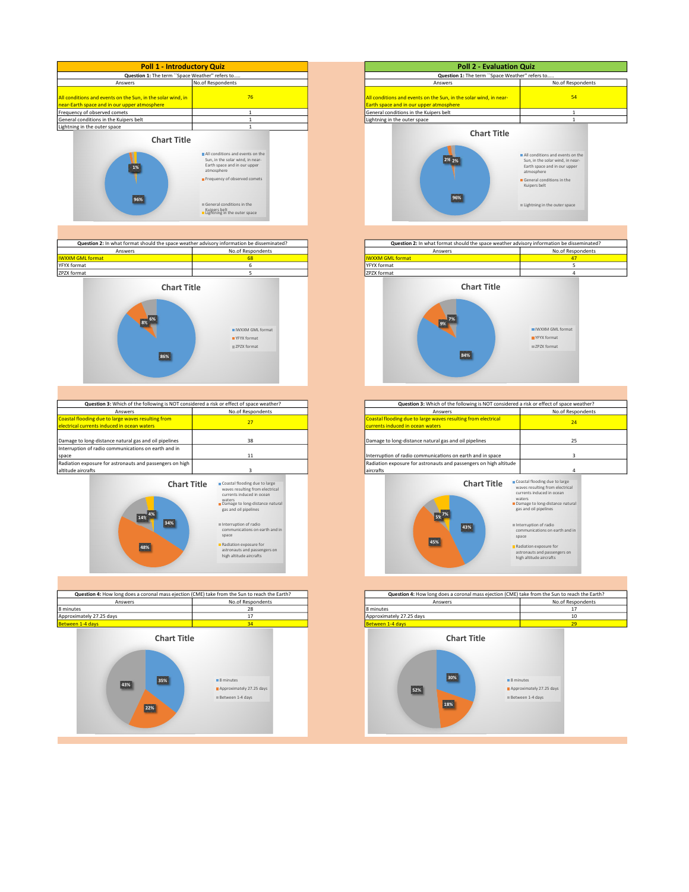## Poll 1 - Introductory Quiz

**Question 1:** The term ``Space Weather'' refers to.....

| Answers | No.of Respondents |
|---|---|
| All conditions and events on the Sun, in the solar wind, in near-Earth space and in our upper atmosphere | 76 |
| Frequency of observed comets | 1 |
| General conditions in the Kuipers belt | 1 |
| Lightning in the outer space | 1 |

Chart Title

- All conditions and events on the Sun, in the solar wind, in near-Earth space and in our upper atmosphere: 96%
- Frequency of observed comets: 1%
- General conditions in the Kuipers belt
- Lightning in the outer space

**Question 2:** In what format should the space weather advisory information be disseminated?

| Answers | No.of Respondents |
|---|---|
| IWXXM GML format | 68 |
| YFYX format | 6 |
| ZPZX format | 5 |

Chart Title

- IWXXM GML format: 86%
- YFYX format: 8%
- ZPZX format: 6%

**Question 3:** Which of the following is NOT considered a risk or effect of space weather?

| Answers | No.of Respondents |
|---|---|
| Coastal flooding due to large waves resulting from electrical currents induced in ocean waters | 27 |
| Damage to long-distance natural gas and oil pipelines | 38 |
| Interruption of radio communications on earth and in space | 11 |
| Radiation exposure for astronauts and passengers on high altitude aircrafts | 3 |

Chart Title

- Coastal flooding due to large waves resulting from electrical currents induced in ocean waters: 34%
- Damage to long-distance natural gas and oil pipelines: 48%
- Interruption of radio communications on earth and in space: 14%
- Radiation exposure for astronauts and passengers on high altitude aircrafts: 4%

**Question 4:** How long does a coronal mass ejection (CME) take from the Sun to reach the Earth?

| Answers | No.of Respondents |
|---|---|
| 8 minutes | 28 |
| Approximately 27.25 days | 17 |
| Between 1-4 days | 34 |

Chart Title

- 8 minutes: 35%
- Approximately 27.25 days: 22%
- Between 1-4 days: 43%

## Poll 2 - Evaluation Quiz

**Question 1:** The term ``Space Weather'' refers to.....

| Answers | No.of Respondents |
|---|---|
| All conditions and events on the Sun, in the solar wind, in near-Earth space and in our upper atmosphere | 54 |
| General conditions in the Kuipers belt | 1 |
| Lightning in the outer space | 1 |

Chart Title

- All conditions and events on the Sun, in the solar wind, in near-Earth space and in our upper atmosphere: 96%
- General conditions in the Kuipers belt: 2%
- Lightning in the outer space: 2%

**Question 2:** In what format should the space weather advisory information be disseminated?

| Answers | No.of Respondents |
|---|---|
| IWXXM GML format | 47 |
| YFYX format | 5 |
| ZPZX format | 4 |

Chart Title

- IWXXM GML format: 84%
- YFYX format: 9%
- ZPZX format: 7%

**Question 3:** Which of the following is NOT considered a risk or effect of space weather?

| Answers | No.of Respondents |
|---|---|
| Coastal flooding due to large waves resulting from electrical currents induced in ocean waters | 24 |
| Damage to long-distance natural gas and oil pipelines | 25 |
| Interruption of radio communications on earth and in space | 3 |
| Radiation exposure for astronauts and passengers on high altitude aircrafts | 4 |

Chart Title

- Coastal flooding due to large waves resulting from electrical currents induced in ocean waters: 43%
- Damage to long-distance natural gas and oil pipelines: 45%
- Interruption of radio communications on earth and in space: 5%
- Radiation exposure for astronauts and passengers on high altitude aircrafts: 7%

**Question 4:** How long does a coronal mass ejection (CME) take from the Sun to reach the Earth?

| Answers | No.of Respondents |
|---|---|
| 8 minutes | 17 |
| Approximately 27.25 days | 10 |
| Between 1-4 days | 29 |

Chart Title

- 8 minutes: 30%
- Approximately 27.25 days: 18%
- Between 1-4 days: 52%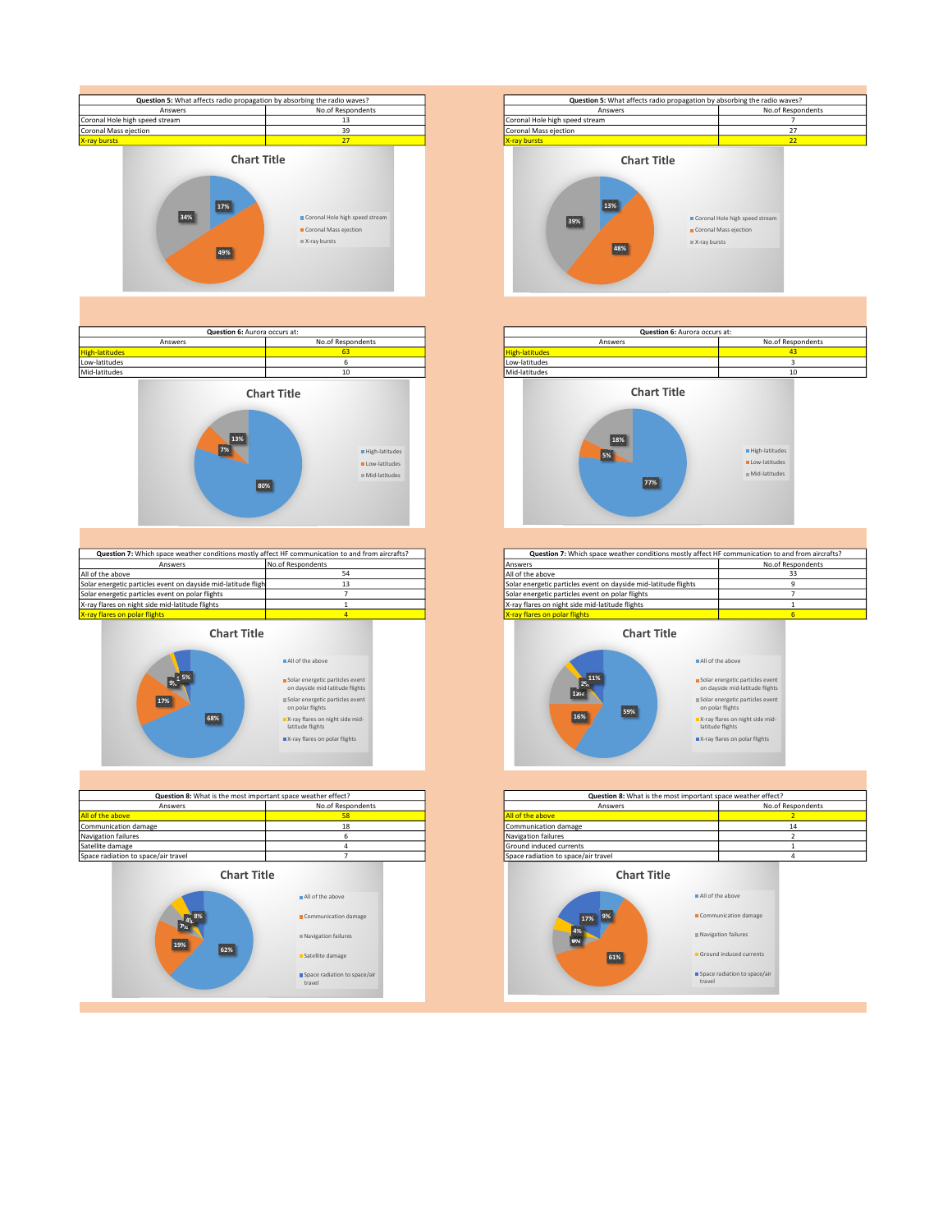**Question 5:** What affects radio propagation by absorbing the radio waves?

| Answers | No.of Respondents |
|---|---|
| Coronal Hole high speed stream | 13 |
| Coronal Mass ejection | 39 |
| X-ray bursts | 27 |

Chart Title

- Coronal Hole high speed stream: 17%
- Coronal Mass ejection: 49%
- X-ray bursts: 34%

**Question 5:** What affects radio propagation by absorbing the radio waves?

| Answers | No.of Respondents |
|---|---|
| Coronal Hole high speed stream | 7 |
| Coronal Mass ejection | 27 |
| X-ray bursts | 22 |

Chart Title

- Coronal Hole high speed stream: 13%
- Coronal Mass ejection: 48%
- X-ray bursts: 39%

**Question 6:** Aurora occurs at:

| Answers | No.of Respondents |
|---|---|
| High-latitudes | 63 |
| Low-latitudes | 6 |
| Mid-latitudes | 10 |

Chart Title

- High-latitudes: 80%
- Low-latitudes: 7%
- Mid-latitudes: 13%

**Question 6:** Aurora occurs at:

| Answers | No.of Respondents |
|---|---|
| High-latitudes | 43 |
| Low-latitudes | 3 |
| Mid-latitudes | 10 |

Chart Title

- High-latitudes: 77%
- Low-latitudes: 5%
- Mid-latitudes: 18%

**Question 7:** Which space weather conditions mostly affect HF communication to and from aircrafts?

| Answers | No.of Respondents |
|---|---|
| All of the above | 54 |
| Solar energetic particles event on dayside mid-latitude fligh | 13 |
| Solar energetic particles event on polar flights | 7 |
| X-ray flares on night side mid-latitude flights | 1 |
| X-ray flares on polar flights | 4 |

Chart Title

- All of the above: 68%
- Solar energetic particles event on dayside mid-latitude flights: 17%
- Solar energetic particles event on polar flights: 9%
- X-ray flares on night side mid-latitude flights: 1%
- X-ray flares on polar flights: 5%

**Question 7:** Which space weather conditions mostly affect HF communication to and from aircrafts?

| Answers | No.of Respondents |
|---|---|
| All of the above | 33 |
| Solar energetic particles event on dayside mid-latitude flights | 9 |
| Solar energetic particles event on polar flights | 7 |
| X-ray flares on night side mid-latitude flights | 1 |
| X-ray flares on polar flights | 6 |

Chart Title

- All of the above: 59%
- Solar energetic particles event on dayside mid-latitude flights: 16%
- Solar energetic particles event on polar flights: 12%
- X-ray flares on night side mid-latitude flights: 2%
- X-ray flares on polar flights: 11%

**Question 8:** What is the most important space weather effect?

| Answers | No.of Respondents |
|---|---|
| All of the above | 58 |
| Communication damage | 18 |
| Navigation failures | 6 |
| Satellite damage | 4 |
| Space radiation to space/air travel | 7 |

Chart Title

- All of the above: 62%
- Communication damage: 19%
- Navigation failures: 7%
- Satellite damage: 4%
- Space radiation to space/air travel: 8%

**Question 8:** What is the most important space weather effect?

| Answers | No.of Respondents |
|---|---|
| All of the above | 2 |
| Communication damage | 14 |
| Navigation failures | 2 |
| Ground induced currents | 1 |
| Space radiation to space/air travel | 4 |

Chart Title

- All of the above: 9%
- Communication damage: 61%
- Navigation failures: 9%
- Ground induced currents: 4%
- Space radiation to space/air travel: 17%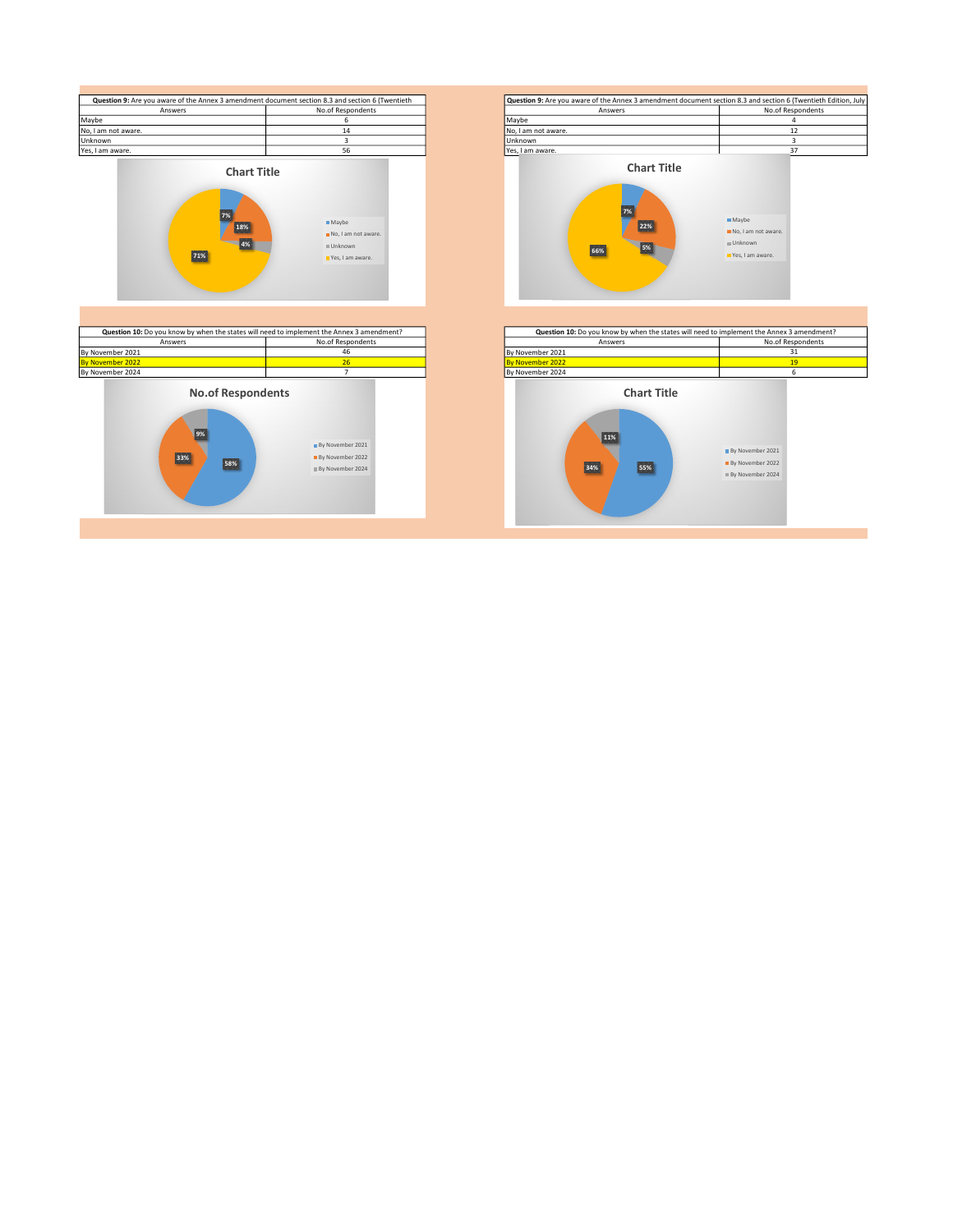| **Question 9:** Are you aware of the Annex 3 amendment document section 8.3 and section 6 (Twentieth | |
|---|---|
| Answers | No.of Respondents |
| Maybe | 6 |
| No, I am not aware. | 14 |
| Unknown | 3 |
| Yes, I am aware. | 56 |

Chart Title

7%
18%
4%
71%

Maybe
No, I am not aware.
Unknown
Yes, I am aware.

| **Question 9:** Are you aware of the Annex 3 amendment document section 8.3 and section 6 (Twentieth Edition, July | |
|---|---|
| Answers | No.of Respondents |
| Maybe | 4 |
| No, I am not aware. | 12 |
| Unknown | 3 |
| Yes, I am aware. | 37 |

Chart Title

7%
22%
5%
66%

Maybe
No, I am not aware.
Unknown
Yes, I am aware.

| **Question 10:** Do you know by when the states will need to implement the Annex 3 amendment? | |
|---|---|
| Answers | No.of Respondents |
| By November 2021 | 46 |
| By November 2022 | 26 |
| By November 2024 | 7 |

No.of Respondents

9%
33%
58%

By November 2021
By November 2022
By November 2024

| **Question 10:** Do you know by when the states will need to implement the Annex 3 amendment? | |
|---|---|
| Answers | No.of Respondents |
| By November 2021 | 31 |
| By November 2022 | 19 |
| By November 2024 | 6 |

Chart Title

11%
34%
55%

By November 2021
By November 2022
By November 2024